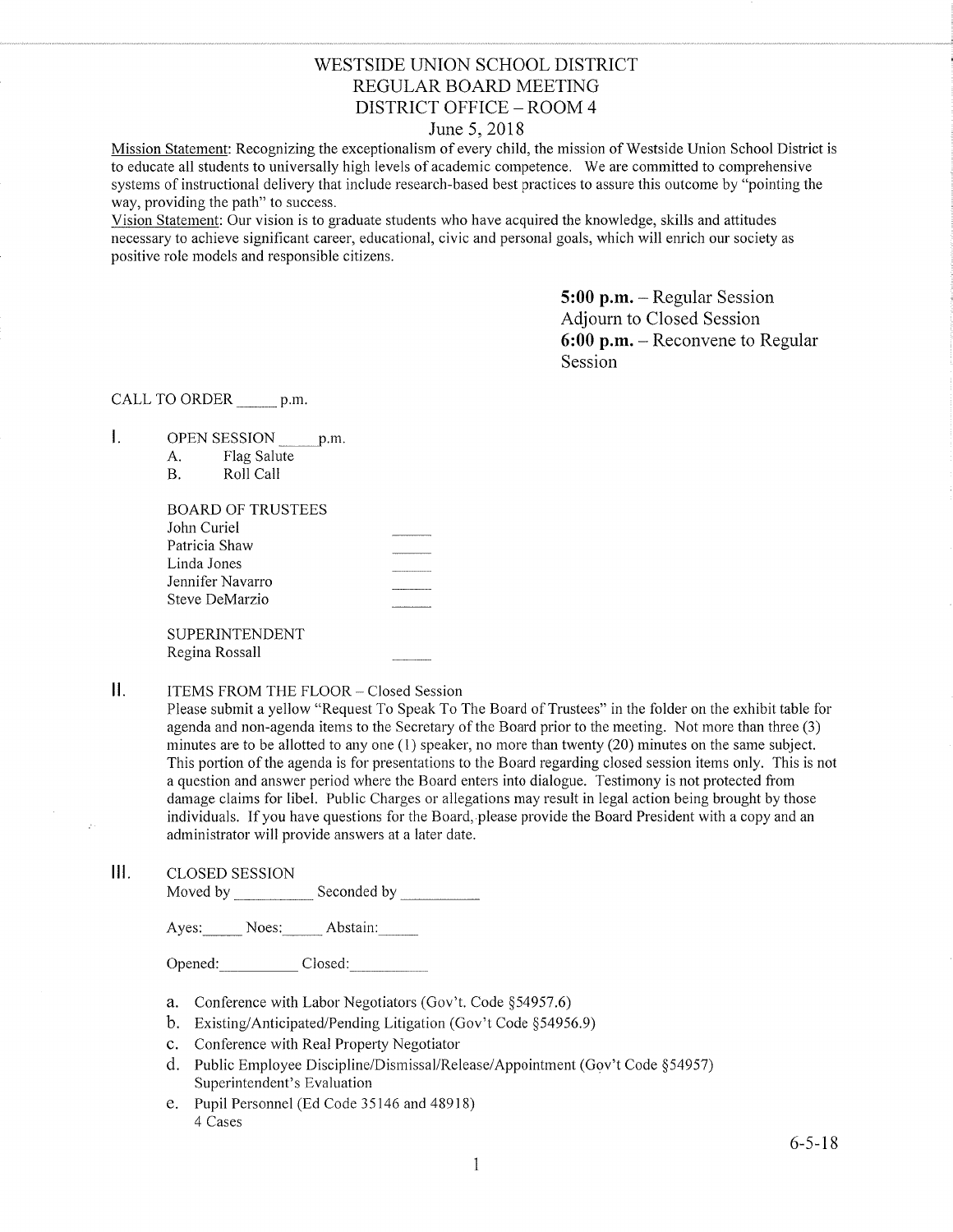# WESTSIDE UNION SCHOOL DISTRICT
## REGULAR BOARD MEETING
## DISTRICT OFFICE – ROOM 4
### June 5, 2018

Mission Statement: Recognizing the exceptionalism of every child, the mission of Westside Union School District is to educate all students to universally high levels of academic competence. We are committed to comprehensive systems of instructional delivery that include research-based best practices to assure this outcome by "pointing the way, providing the path" to success.

Vision Statement: Our vision is to graduate students who have acquired the knowledge, skills and attitudes necessary to achieve significant career, educational, civic and personal goals, which will enrich our society as positive role models and responsible citizens.

**5:00 p.m.** – Regular Session
Adjourn to Closed Session
**6:00 p.m.** – Reconvene to Regular Session

CALL TO ORDER _____ p.m.

I. OPEN SESSION _____ p.m.
   A. Flag Salute
   B. Roll Call

   BOARD OF TRUSTEES
   John Curiel _____
   Patricia Shaw _____
   Linda Jones _____
   Jennifer Navarro _____
   Steve DeMarzio _____

   SUPERINTENDENT
   Regina Rossall _____

II. ITEMS FROM THE FLOOR – Closed Session

Please submit a yellow "Request To Speak To The Board of Trustees" in the folder on the exhibit table for agenda and non-agenda items to the Secretary of the Board prior to the meeting. Not more than three (3) minutes are to be allotted to any one (1) speaker, no more than twenty (20) minutes on the same subject. This portion of the agenda is for presentations to the Board regarding closed session items only. This is not a question and answer period where the Board enters into dialogue. Testimony is not protected from damage claims for libel. Public Charges or allegations may result in legal action being brought by those individuals. If you have questions for the Board, please provide the Board President with a copy and an administrator will provide answers at a later date.

III. CLOSED SESSION

Moved by __________ Seconded by __________

Ayes:_____ Noes:_____ Abstain:_____

Opened:__________ Closed:__________

a. Conference with Labor Negotiators (Gov't. Code §54957.6)
b. Existing/Anticipated/Pending Litigation (Gov't Code §54956.9)
c. Conference with Real Property Negotiator
d. Public Employee Discipline/Dismissal/Release/Appointment (Gov't Code §54957)
   Superintendent's Evaluation
e. Pupil Personnel (Ed Code 35146 and 48918)
   4 Cases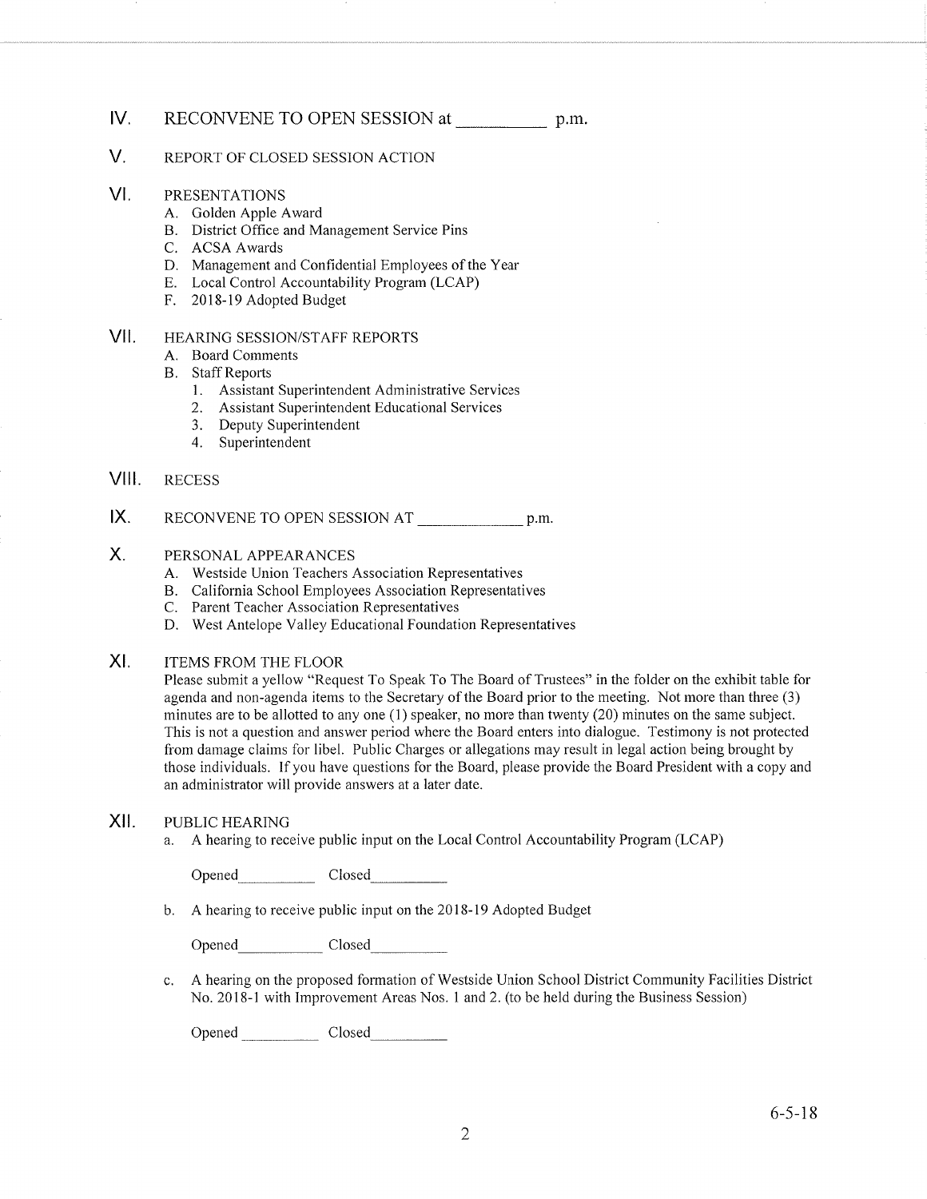## IV. RECONVENE TO OPEN SESSION at __________ p.m.

## V. REPORT OF CLOSED SESSION ACTION

## VI. PRESENTATIONS

A. Golden Apple Award
B. District Office and Management Service Pins
C. ACSA Awards
D. Management and Confidential Employees of the Year
E. Local Control Accountability Program (LCAP)
F. 2018-19 Adopted Budget

## VII. HEARING SESSION/STAFF REPORTS

A. Board Comments
B. Staff Reports
   1. Assistant Superintendent Administrative Services
   2. Assistant Superintendent Educational Services
   3. Deputy Superintendent
   4. Superintendent

## VIII. RECESS

## IX. RECONVENE TO OPEN SESSION AT ____________ p.m.

## X. PERSONAL APPEARANCES

A. Westside Union Teachers Association Representatives
B. California School Employees Association Representatives
C. Parent Teacher Association Representatives
D. West Antelope Valley Educational Foundation Representatives

## XI. ITEMS FROM THE FLOOR

Please submit a yellow "Request To Speak To The Board of Trustees" in the folder on the exhibit table for agenda and non-agenda items to the Secretary of the Board prior to the meeting. Not more than three (3) minutes are to be allotted to any one (1) speaker, no more than twenty (20) minutes on the same subject. This is not a question and answer period where the Board enters into dialogue. Testimony is not protected from damage claims for libel. Public Charges or allegations may result in legal action being brought by those individuals. If you have questions for the Board, please provide the Board President with a copy and an administrator will provide answers at a later date.

## XII. PUBLIC HEARING

a. A hearing to receive public input on the Local Control Accountability Program (LCAP)

   Opened__________ Closed__________

b. A hearing to receive public input on the 2018-19 Adopted Budget

   Opened__________ Closed__________

c. A hearing on the proposed formation of Westside Union School District Community Facilities District No. 2018-1 with Improvement Areas Nos. 1 and 2. (to be held during the Business Session)

   Opened __________ Closed__________

6-5-18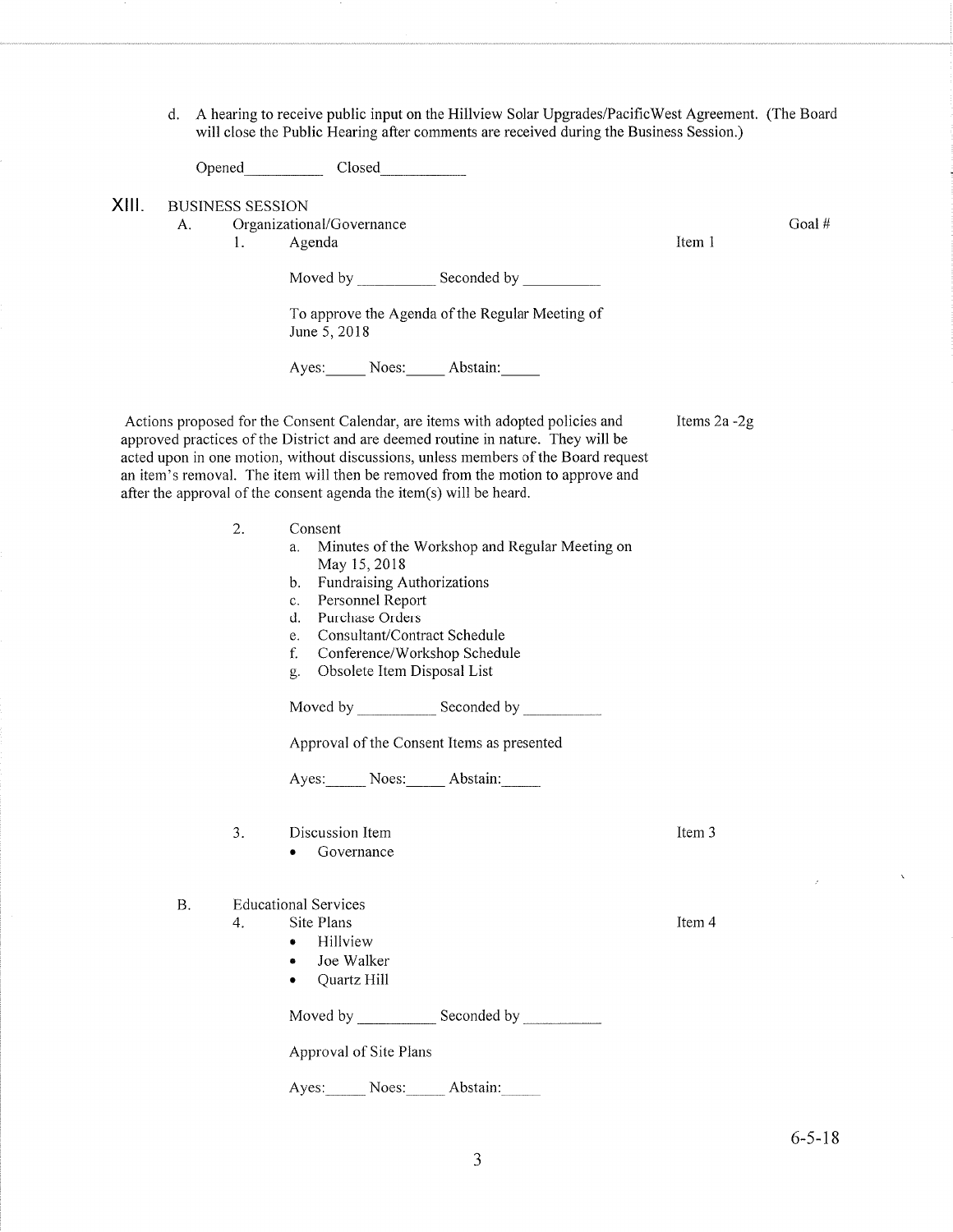d. A hearing to receive public input on the Hillview Solar Upgrades/PacificWest Agreement. (The Board will close the Public Hearing after comments are received during the Business Session.)

Opened__________ Closed__________

## XIII. BUSINESS SESSION

A. Organizational/Governance — Goal #

1. Agenda — Item 1

Moved by __________ Seconded by __________

To approve the Agenda of the Regular Meeting of June 5, 2018

Ayes:_____ Noes:_____ Abstain:_____

Actions proposed for the Consent Calendar, are items with adopted policies and approved practices of the District and are deemed routine in nature. They will be acted upon in one motion, without discussions, unless members of the Board request an item's removal. The item will then be removed from the motion to approve and after the approval of the consent agenda the item(s) will be heard. — Items 2a -2g

2. Consent
   a. Minutes of the Workshop and Regular Meeting on May 15, 2018
   b. Fundraising Authorizations
   c. Personnel Report
   d. Purchase Orders
   e. Consultant/Contract Schedule
   f. Conference/Workshop Schedule
   g. Obsolete Item Disposal List

Moved by __________ Seconded by __________

Approval of the Consent Items as presented

Ayes:_____ Noes:_____ Abstain:_____

3. Discussion Item — Item 3
   - Governance

B. Educational Services

4. Site Plans — Item 4
   - Hillview
   - Joe Walker
   - Quartz Hill

Moved by __________ Seconded by __________

Approval of Site Plans

Ayes:_____ Noes:_____ Abstain:_____

6-5-18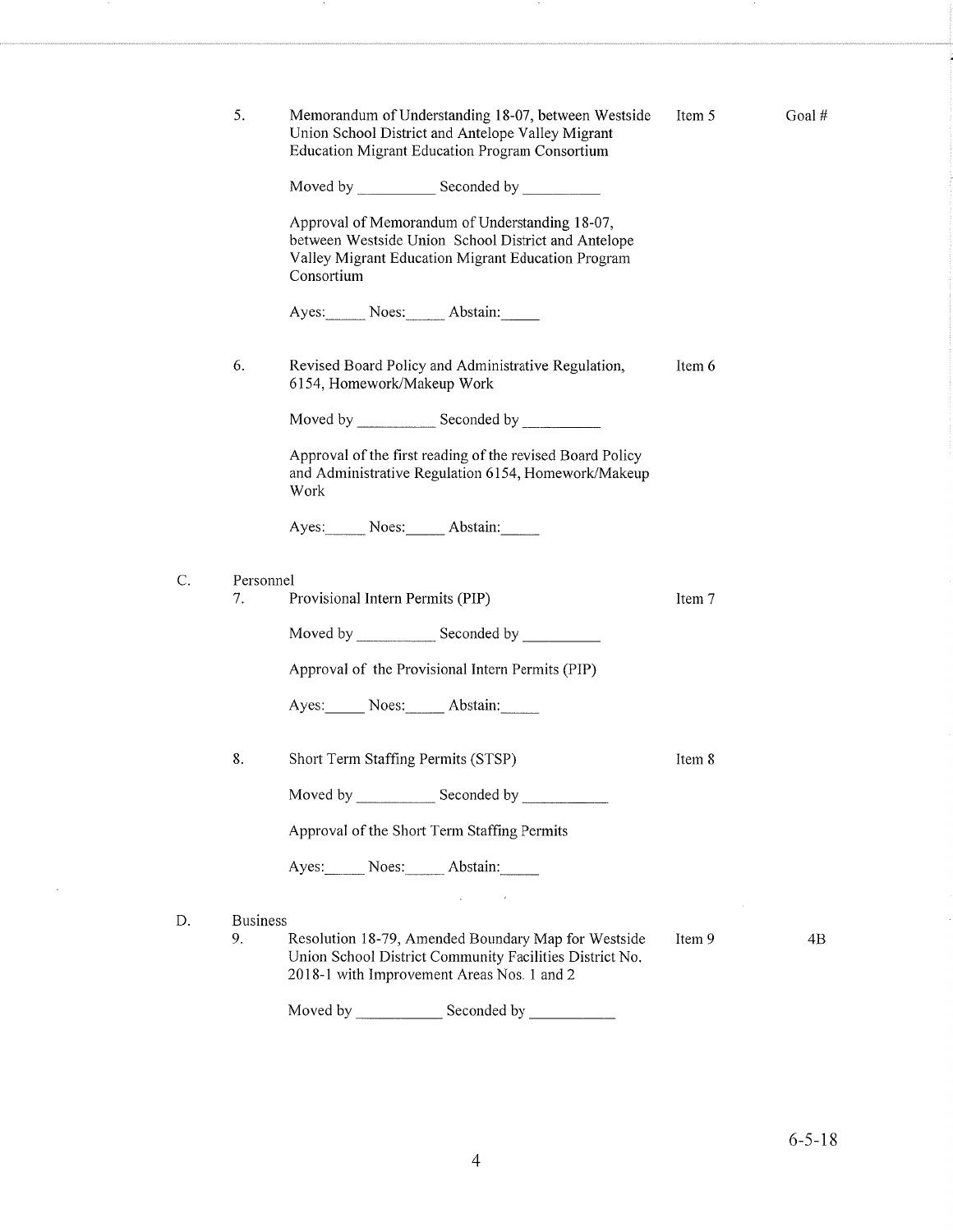5. Memorandum of Understanding 18-07, between Westside Union School District and Antelope Valley Migrant Education Migrant Education Program Consortium — Item 5 — Goal #

   Moved by __________ Seconded by __________

   Approval of Memorandum of Understanding 18-07, between Westside Union School District and Antelope Valley Migrant Education Migrant Education Program Consortium

   Ayes:_____ Noes:_____ Abstain:_____

6. Revised Board Policy and Administrative Regulation, 6154, Homework/Makeup Work — Item 6

   Moved by __________ Seconded by __________

   Approval of the first reading of the revised Board Policy and Administrative Regulation 6154, Homework/Makeup Work

   Ayes:_____ Noes:_____ Abstain:_____

C. Personnel

7. Provisional Intern Permits (PIP) — Item 7

   Moved by __________ Seconded by __________

   Approval of the Provisional Intern Permits (PIP)

   Ayes:_____ Noes:_____ Abstain:_____

8. Short Term Staffing Permits (STSP) — Item 8

   Moved by __________ Seconded by __________

   Approval of the Short Term Staffing Permits

   Ayes:_____ Noes:_____ Abstain:_____

D. Business

9. Resolution 18-79, Amended Boundary Map for Westside Union School District Community Facilities District No. 2018-1 with Improvement Areas Nos. 1 and 2 — Item 9 — 4B

   Moved by __________ Seconded by __________

6-5-18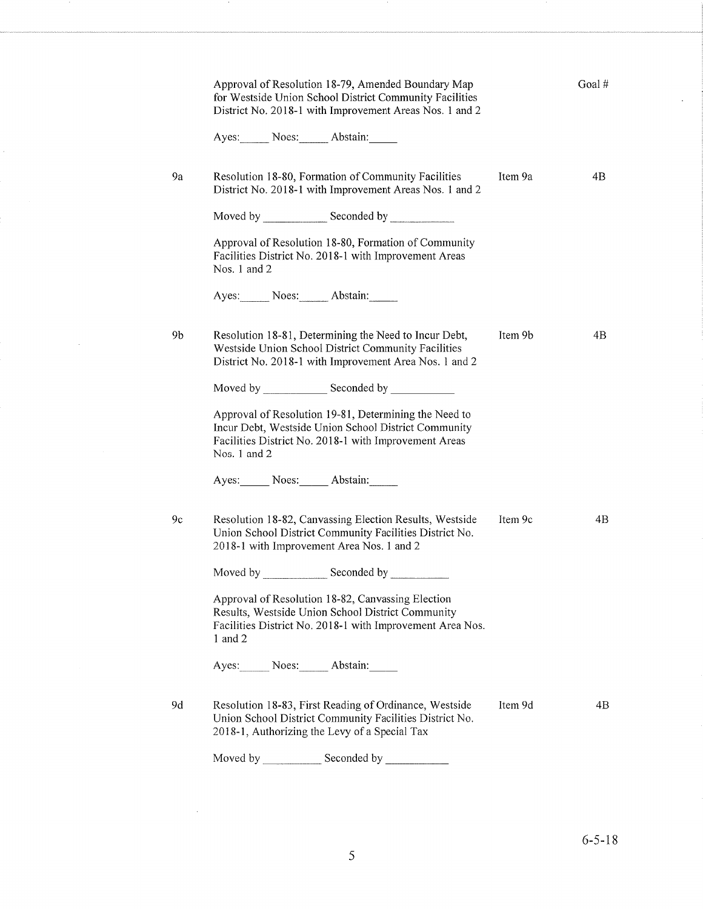| | | | Goal # |
|---|---|---|---|
| | Approval of Resolution 18-79, Amended Boundary Map for Westside Union School District Community Facilities District No. 2018-1 with Improvement Areas Nos. 1 and 2 | | |
| | Ayes:\_\_\_\_\_ Noes:\_\_\_\_\_ Abstain:\_\_\_\_\_ | | |
| 9a | Resolution 18-80, Formation of Community Facilities District No. 2018-1 with Improvement Areas Nos. 1 and 2 | Item 9a | 4B |
| | Moved by \_\_\_\_\_\_\_\_\_\_\_ Seconded by \_\_\_\_\_\_\_\_\_\_\_ | | |
| | Approval of Resolution 18-80, Formation of Community Facilities District No. 2018-1 with Improvement Areas Nos. 1 and 2 | | |
| | Ayes:\_\_\_\_\_ Noes:\_\_\_\_\_ Abstain:\_\_\_\_\_ | | |
| 9b | Resolution 18-81, Determining the Need to Incur Debt, Westside Union School District Community Facilities District No. 2018-1 with Improvement Area Nos. 1 and 2 | Item 9b | 4B |
| | Moved by \_\_\_\_\_\_\_\_\_\_\_ Seconded by \_\_\_\_\_\_\_\_\_\_\_ | | |
| | Approval of Resolution 19-81, Determining the Need to Incur Debt, Westside Union School District Community Facilities District No. 2018-1 with Improvement Areas Nos. 1 and 2 | | |
| | Ayes:\_\_\_\_\_ Noes:\_\_\_\_\_ Abstain:\_\_\_\_\_ | | |
| 9c | Resolution 18-82, Canvassing Election Results, Westside Union School District Community Facilities District No. 2018-1 with Improvement Area Nos. 1 and 2 | Item 9c | 4B |
| | Moved by \_\_\_\_\_\_\_\_\_\_\_ Seconded by \_\_\_\_\_\_\_\_\_\_ | | |
| | Approval of Resolution 18-82, Canvassing Election Results, Westside Union School District Community Facilities District No. 2018-1 with Improvement Area Nos. 1 and 2 | | |
| | Ayes:\_\_\_\_\_ Noes:\_\_\_\_\_ Abstain:\_\_\_\_\_ | | |
| 9d | Resolution 18-83, First Reading of Ordinance, Westside Union School District Community Facilities District No. 2018-1, Authorizing the Levy of a Special Tax | Item 9d | 4B |
| | Moved by \_\_\_\_\_\_\_\_\_\_ Seconded by \_\_\_\_\_\_\_\_\_\_\_ | | |

6-5-18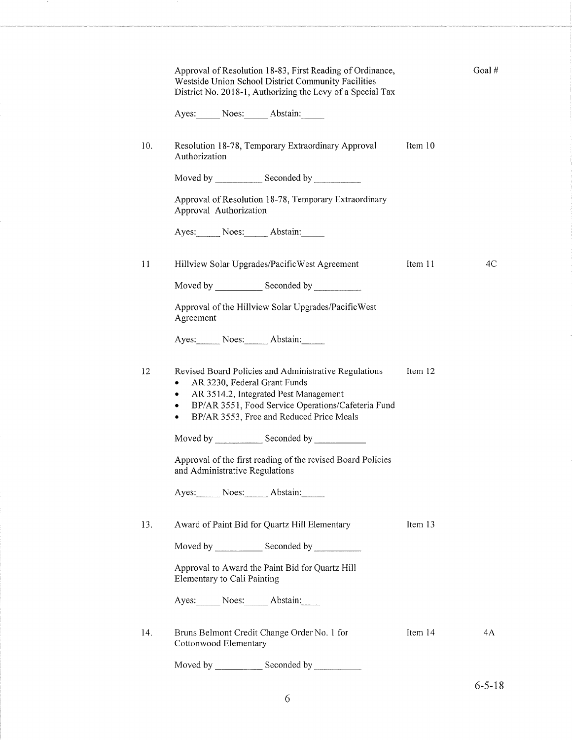Approval of Resolution 18-83, First Reading of Ordinance, Westside Union School District Community Facilities District No. 2018-1, Authorizing the Levy of a Special Tax — Goal #

Ayes:_____ Noes:_____ Abstain:_____

10. Resolution 18-78, Temporary Extraordinary Approval Authorization — Item 10

Moved by __________ Seconded by __________

Approval of Resolution 18-78, Temporary Extraordinary Approval Authorization

Ayes:_____ Noes:_____ Abstain:_____

11 Hillview Solar Upgrades/PacificWest Agreement — Item 11 — 4C

Moved by __________ Seconded by __________

Approval of the Hillview Solar Upgrades/PacificWest Agreement

Ayes:_____ Noes:_____ Abstain:_____

12 Revised Board Policies and Administrative Regulations — Item 12

- AR 3230, Federal Grant Funds
- AR 3514.2, Integrated Pest Management
- BP/AR 3551, Food Service Operations/Cafeteria Fund
- BP/AR 3553, Free and Reduced Price Meals

Moved by __________ Seconded by __________

Approval of the first reading of the revised Board Policies and Administrative Regulations

Ayes:_____ Noes:_____ Abstain:_____

13. Award of Paint Bid for Quartz Hill Elementary — Item 13

Moved by __________ Seconded by __________

Approval to Award the Paint Bid for Quartz Hill Elementary to Cali Painting

Ayes:_____ Noes:_____ Abstain:_____

14. Bruns Belmont Credit Change Order No. 1 for Cottonwood Elementary — Item 14 — 4A

Moved by __________ Seconded by __________

6-5-18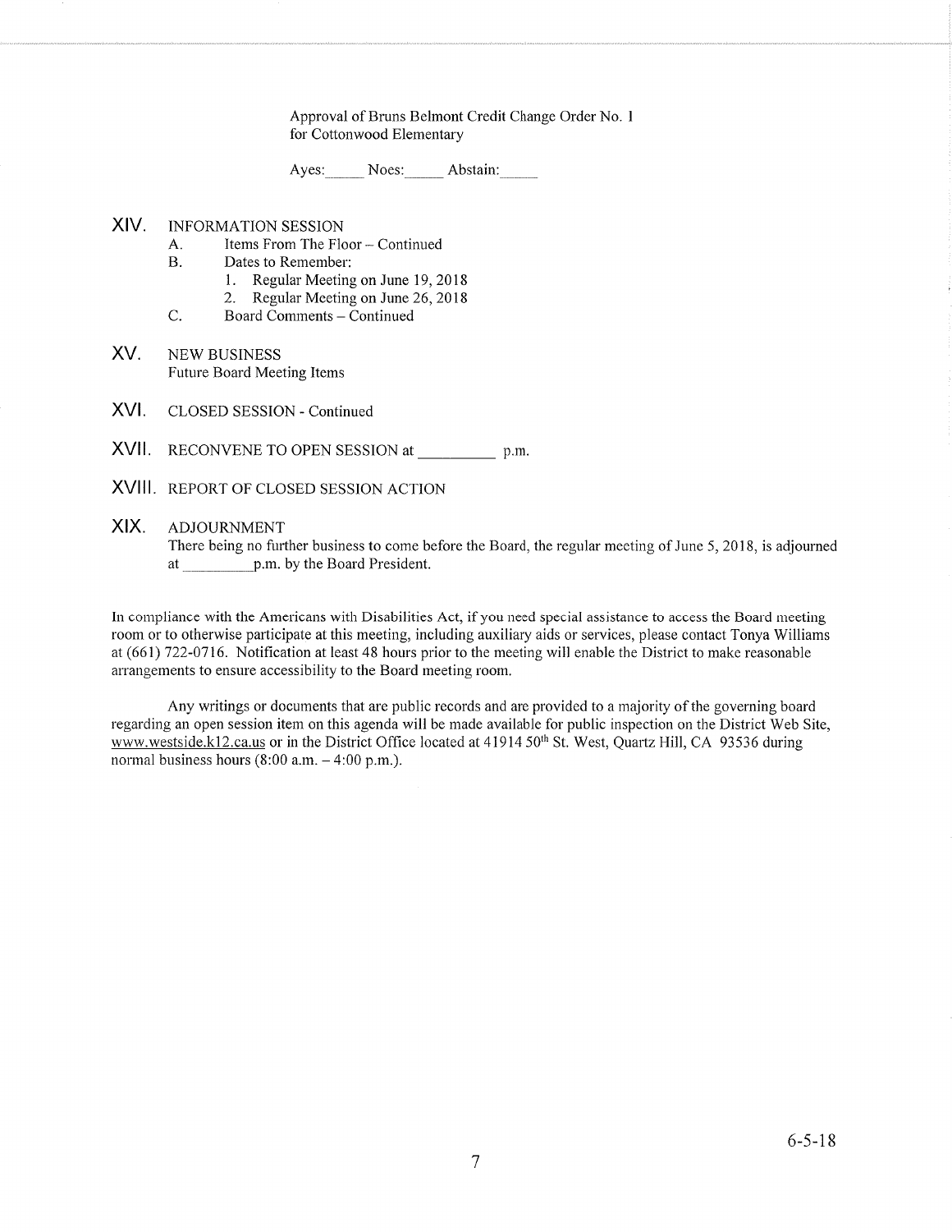Approval of Bruns Belmont Credit Change Order No. 1
for Cottonwood Elementary

Ayes:_____ Noes:_____ Abstain:_____

## XIV. INFORMATION SESSION

A. Items From The Floor – Continued

B. Dates to Remember:

1. Regular Meeting on June 19, 2018
2. Regular Meeting on June 26, 2018

C. Board Comments – Continued

## XV. NEW BUSINESS

Future Board Meeting Items

## XVI. CLOSED SESSION - Continued

## XVII. RECONVENE TO OPEN SESSION at __________ p.m.

## XVIII. REPORT OF CLOSED SESSION ACTION

## XIX. ADJOURNMENT

There being no further business to come before the Board, the regular meeting of June 5, 2018, is adjourned at __________p.m. by the Board President.

In compliance with the Americans with Disabilities Act, if you need special assistance to access the Board meeting room or to otherwise participate at this meeting, including auxiliary aids or services, please contact Tonya Williams at (661) 722-0716. Notification at least 48 hours prior to the meeting will enable the District to make reasonable arrangements to ensure accessibility to the Board meeting room.

Any writings or documents that are public records and are provided to a majority of the governing board regarding an open session item on this agenda will be made available for public inspection on the District Web Site, www.westside.k12.ca.us or in the District Office located at 41914 50th St. West, Quartz Hill, CA 93536 during normal business hours (8:00 a.m. – 4:00 p.m.).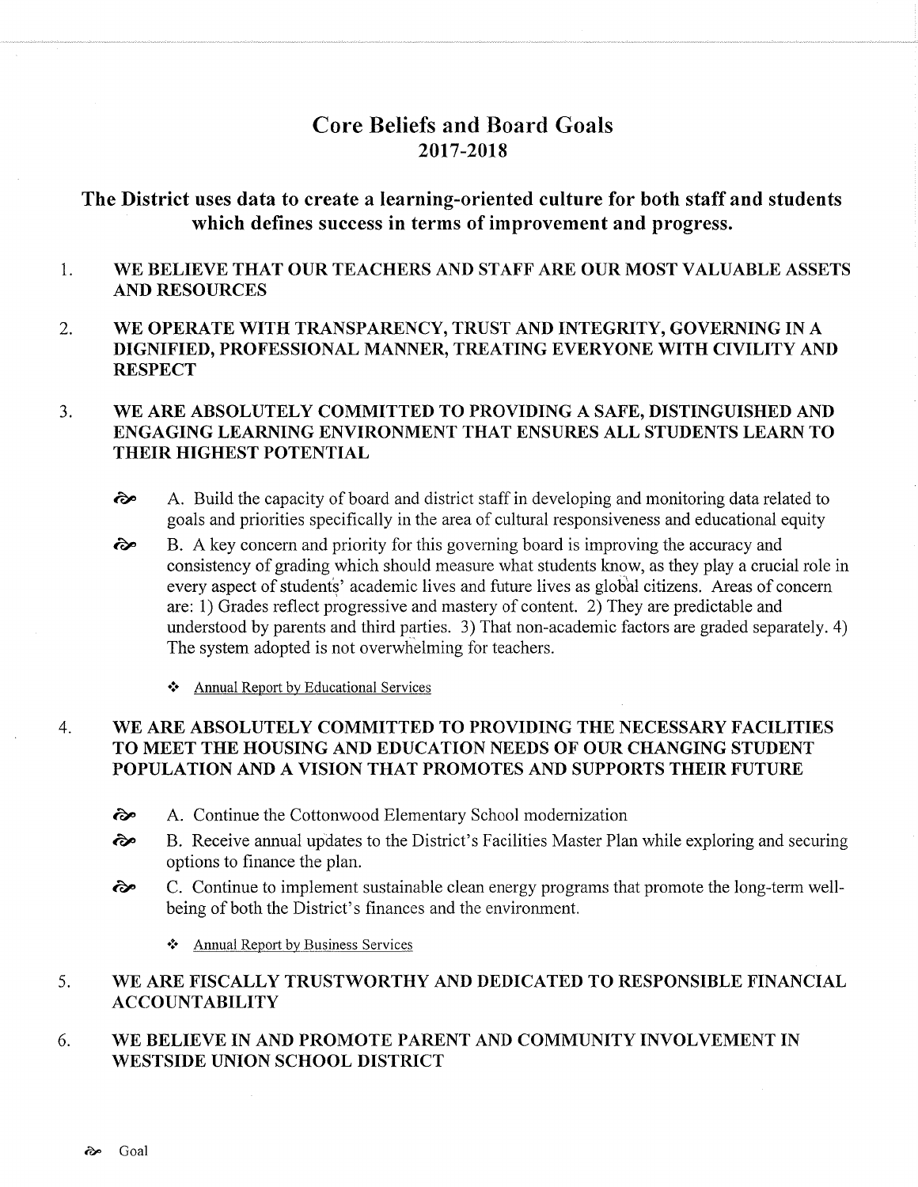# Core Beliefs and Board Goals
# 2017-2018

## The District uses data to create a learning-oriented culture for both staff and students which defines success in terms of improvement and progress.

1. **WE BELIEVE THAT OUR TEACHERS AND STAFF ARE OUR MOST VALUABLE ASSETS AND RESOURCES**

2. **WE OPERATE WITH TRANSPARENCY, TRUST AND INTEGRITY, GOVERNING IN A DIGNIFIED, PROFESSIONAL MANNER, TREATING EVERYONE WITH CIVILITY AND RESPECT**

3. **WE ARE ABSOLUTELY COMMITTED TO PROVIDING A SAFE, DISTINGUISHED AND ENGAGING LEARNING ENVIRONMENT THAT ENSURES ALL STUDENTS LEARN TO THEIR HIGHEST POTENTIAL**

   - ☙ A. Build the capacity of board and district staff in developing and monitoring data related to goals and priorities specifically in the area of cultural responsiveness and educational equity
   - ☙ B. A key concern and priority for this governing board is improving the accuracy and consistency of grading which should measure what students know, as they play a crucial role in every aspect of students' academic lives and future lives as global citizens. Areas of concern are: 1) Grades reflect progressive and mastery of content. 2) They are predictable and understood by parents and third parties. 3) That non-academic factors are graded separately. 4) The system adopted is not overwhelming for teachers.

     - ❖ <u>Annual Report by Educational Services</u>

4. **WE ARE ABSOLUTELY COMMITTED TO PROVIDING THE NECESSARY FACILITIES TO MEET THE HOUSING AND EDUCATION NEEDS OF OUR CHANGING STUDENT POPULATION AND A VISION THAT PROMOTES AND SUPPORTS THEIR FUTURE**

   - ☙ A. Continue the Cottonwood Elementary School modernization
   - ☙ B. Receive annual updates to the District's Facilities Master Plan while exploring and securing options to finance the plan.
   - ☙ C. Continue to implement sustainable clean energy programs that promote the long-term well-being of both the District's finances and the environment.

     - ❖ <u>Annual Report by Business Services</u>

5. **WE ARE FISCALLY TRUSTWORTHY AND DEDICATED TO RESPONSIBLE FINANCIAL ACCOUNTABILITY**

6. **WE BELIEVE IN AND PROMOTE PARENT AND COMMUNITY INVOLVEMENT IN WESTSIDE UNION SCHOOL DISTRICT**

☙ Goal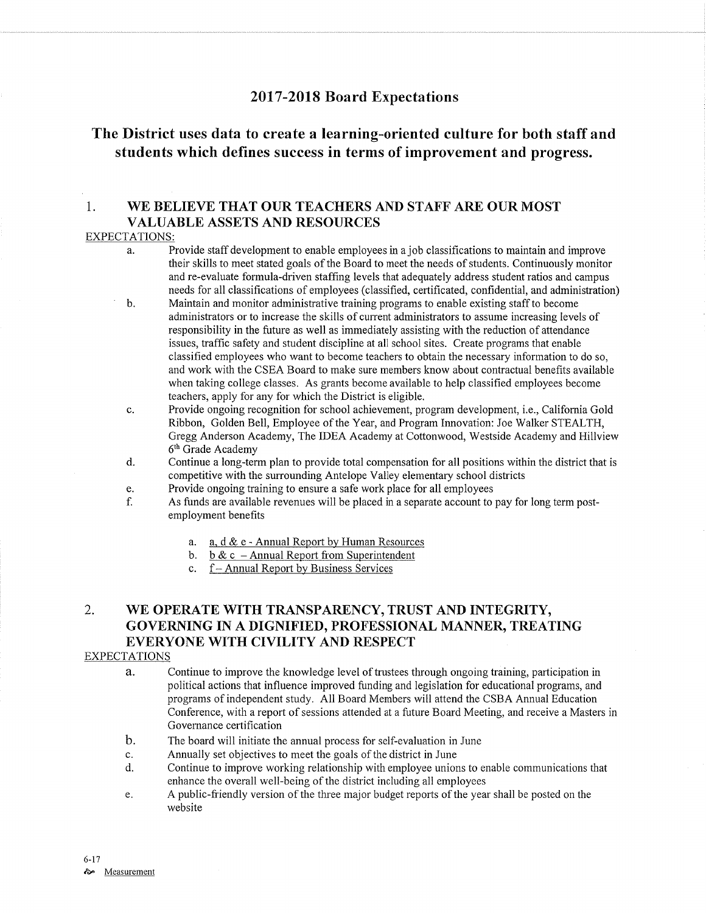# 2017-2018 Board Expectations

## The District uses data to create a learning-oriented culture for both staff and students which defines success in terms of improvement and progress.

### 1. WE BELIEVE THAT OUR TEACHERS AND STAFF ARE OUR MOST VALUABLE ASSETS AND RESOURCES

EXPECTATIONS:

a. Provide staff development to enable employees in a job classifications to maintain and improve their skills to meet stated goals of the Board to meet the needs of students. Continuously monitor and re-evaluate formula-driven staffing levels that adequately address student ratios and campus needs for all classifications of employees (classified, certificated, confidential, and administration)

b. Maintain and monitor administrative training programs to enable existing staff to become administrators or to increase the skills of current administrators to assume increasing levels of responsibility in the future as well as immediately assisting with the reduction of attendance issues, traffic safety and student discipline at all school sites. Create programs that enable classified employees who want to become teachers to obtain the necessary information to do so, and work with the CSEA Board to make sure members know about contractual benefits available when taking college classes. As grants become available to help classified employees become teachers, apply for any for which the District is eligible.

c. Provide ongoing recognition for school achievement, program development, i.e., California Gold Ribbon, Golden Bell, Employee of the Year, and Program Innovation: Joe Walker STEALTH, Gregg Anderson Academy, The IDEA Academy at Cottonwood, Westside Academy and Hillview 6th Grade Academy

d. Continue a long-term plan to provide total compensation for all positions within the district that is competitive with the surrounding Antelope Valley elementary school districts

e. Provide ongoing training to ensure a safe work place for all employees

f. As funds are available revenues will be placed in a separate account to pay for long term post-employment benefits

   a. a, d & e - Annual Report by Human Resources
   b. b & c – Annual Report from Superintendent
   c. f – Annual Report by Business Services

### 2. WE OPERATE WITH TRANSPARENCY, TRUST AND INTEGRITY, GOVERNING IN A DIGNIFIED, PROFESSIONAL MANNER, TREATING EVERYONE WITH CIVILITY AND RESPECT

EXPECTATIONS

a. Continue to improve the knowledge level of trustees through ongoing training, participation in political actions that influence improved funding and legislation for educational programs, and programs of independent study. All Board Members will attend the CSBA Annual Education Conference, with a report of sessions attended at a future Board Meeting, and receive a Masters in Governance certification

b. The board will initiate the annual process for self-evaluation in June

c. Annually set objectives to meet the goals of the district in June

d. Continue to improve working relationship with employee unions to enable communications that enhance the overall well-being of the district including all employees

e. A public-friendly version of the three major budget reports of the year shall be posted on the website

6-17

Measurement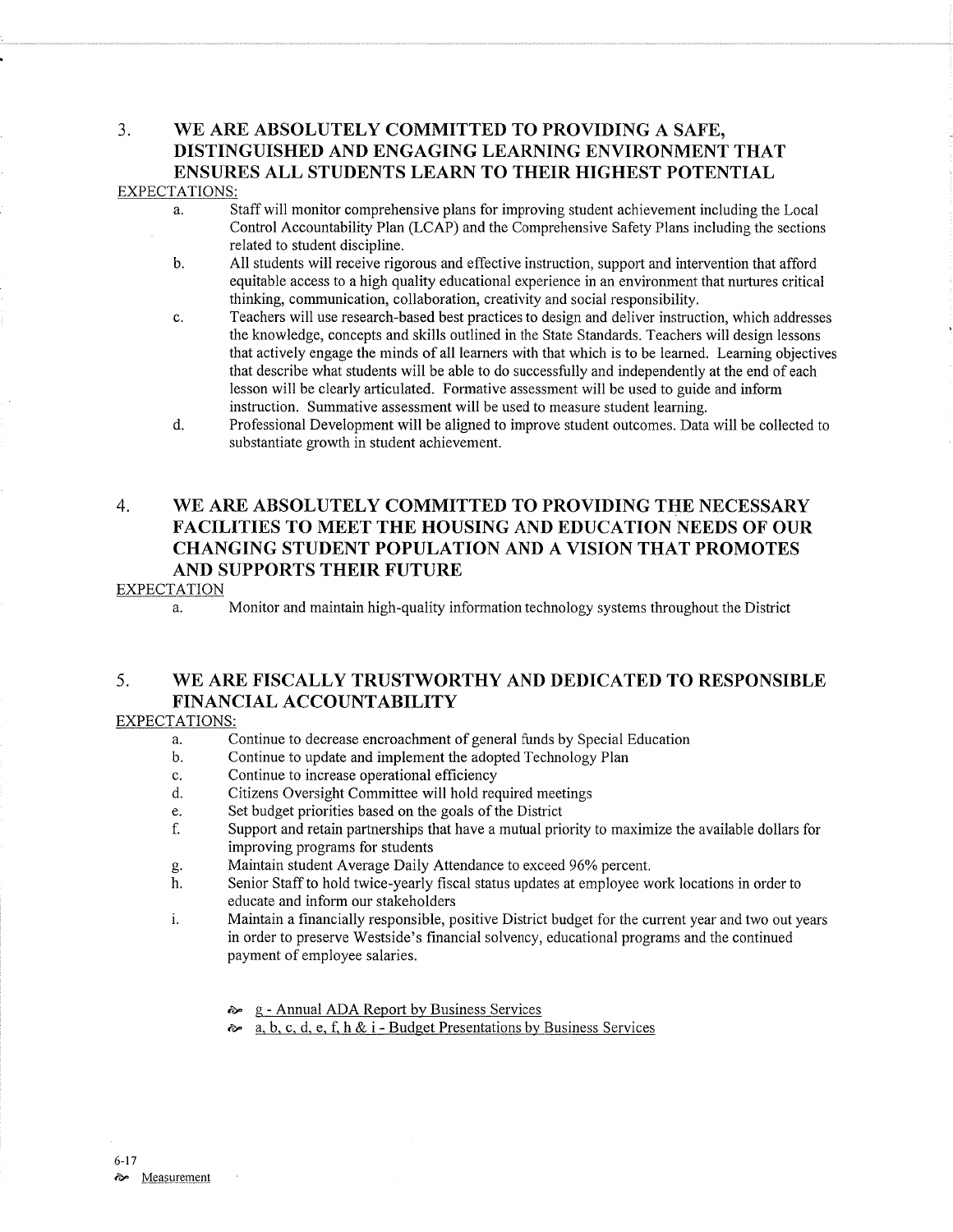## 3. WE ARE ABSOLUTELY COMMITTED TO PROVIDING A SAFE, DISTINGUISHED AND ENGAGING LEARNING ENVIRONMENT THAT ENSURES ALL STUDENTS LEARN TO THEIR HIGHEST POTENTIAL

EXPECTATIONS:

a. Staff will monitor comprehensive plans for improving student achievement including the Local Control Accountability Plan (LCAP) and the Comprehensive Safety Plans including the sections related to student discipline.

b. All students will receive rigorous and effective instruction, support and intervention that afford equitable access to a high quality educational experience in an environment that nurtures critical thinking, communication, collaboration, creativity and social responsibility.

c. Teachers will use research-based best practices to design and deliver instruction, which addresses the knowledge, concepts and skills outlined in the State Standards. Teachers will design lessons that actively engage the minds of all learners with that which is to be learned. Learning objectives that describe what students will be able to do successfully and independently at the end of each lesson will be clearly articulated. Formative assessment will be used to guide and inform instruction. Summative assessment will be used to measure student learning.

d. Professional Development will be aligned to improve student outcomes. Data will be collected to substantiate growth in student achievement.

## 4. WE ARE ABSOLUTELY COMMITTED TO PROVIDING THE NECESSARY FACILITIES TO MEET THE HOUSING AND EDUCATION NEEDS OF OUR CHANGING STUDENT POPULATION AND A VISION THAT PROMOTES AND SUPPORTS THEIR FUTURE

EXPECTATION

a. Monitor and maintain high-quality information technology systems throughout the District

## 5. WE ARE FISCALLY TRUSTWORTHY AND DEDICATED TO RESPONSIBLE FINANCIAL ACCOUNTABILITY

EXPECTATIONS:

a. Continue to decrease encroachment of general funds by Special Education

b. Continue to update and implement the adopted Technology Plan

c. Continue to increase operational efficiency

d. Citizens Oversight Committee will hold required meetings

e. Set budget priorities based on the goals of the District

f. Support and retain partnerships that have a mutual priority to maximize the available dollars for improving programs for students

g. Maintain student Average Daily Attendance to exceed 96% percent.

h. Senior Staff to hold twice-yearly fiscal status updates at employee work locations in order to educate and inform our stakeholders

i. Maintain a financially responsible, positive District budget for the current year and two out years in order to preserve Westside's financial solvency, educational programs and the continued payment of employee salaries.

- g - Annual ADA Report by Business Services
- a, b, c, d, e, f, h & i - Budget Presentations by Business Services

6-17

Measurement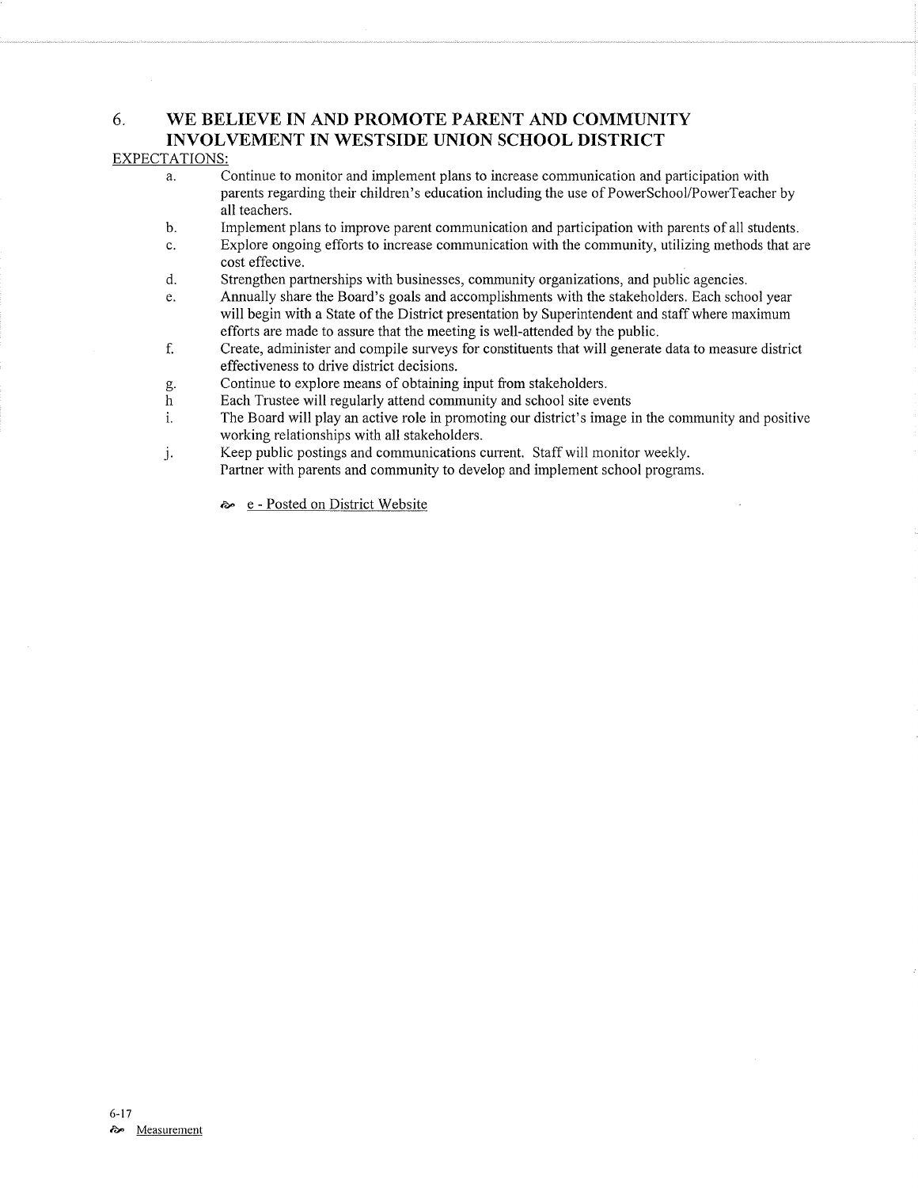## 6. WE BELIEVE IN AND PROMOTE PARENT AND COMMUNITY INVOLVEMENT IN WESTSIDE UNION SCHOOL DISTRICT

EXPECTATIONS:

a. Continue to monitor and implement plans to increase communication and participation with parents regarding their children's education including the use of PowerSchool/PowerTeacher by all teachers.

b. Implement plans to improve parent communication and participation with parents of all students.

c. Explore ongoing efforts to increase communication with the community, utilizing methods that are cost effective.

d. Strengthen partnerships with businesses, community organizations, and public agencies.

e. Annually share the Board's goals and accomplishments with the stakeholders. Each school year will begin with a State of the District presentation by Superintendent and staff where maximum efforts are made to assure that the meeting is well-attended by the public.

f. Create, administer and compile surveys for constituents that will generate data to measure district effectiveness to drive district decisions.

g. Continue to explore means of obtaining input from stakeholders.

h Each Trustee will regularly attend community and school site events

i. The Board will play an active role in promoting our district's image in the community and positive working relationships with all stakeholders.

j. Keep public postings and communications current. Staff will monitor weekly.
Partner with parents and community to develop and implement school programs.

- e - Posted on District Website

6-17

- Measurement